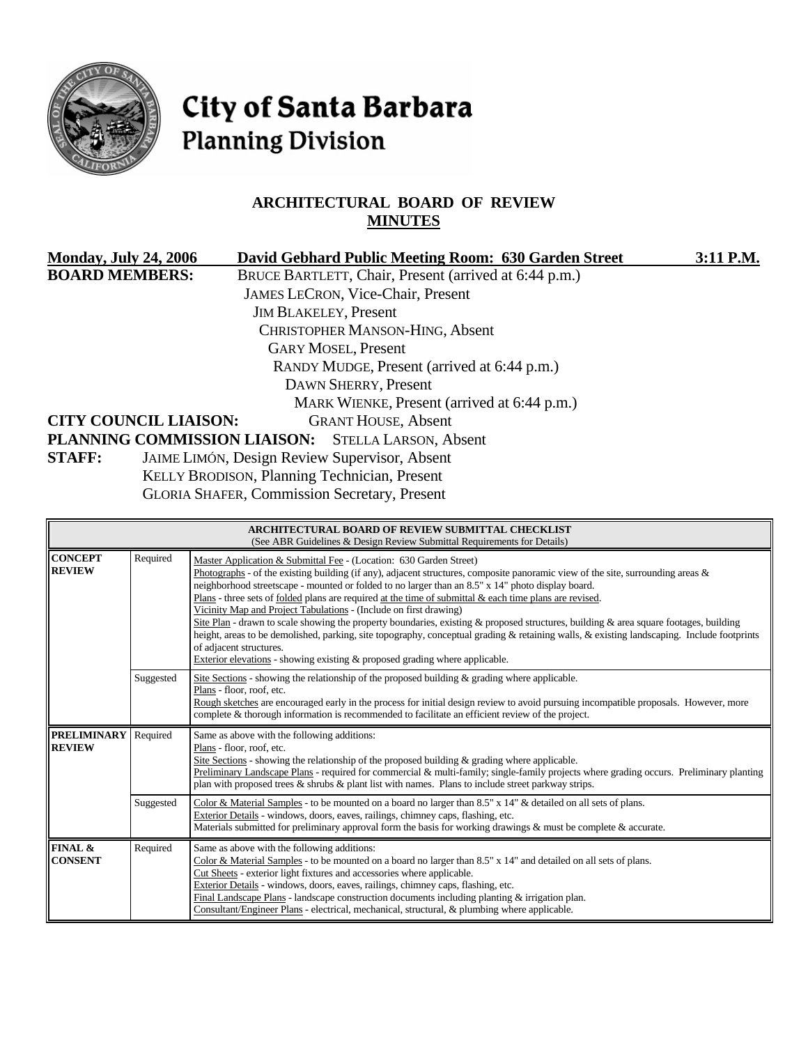# City of Santa Barbara
## Planning Division

### ARCHITECTURAL BOARD OF REVIEW
### MINUTES

**Monday, July 24, 2006** **David Gebhard Public Meeting Room: 630 Garden Street** **3:11 P.M.**

**BOARD MEMBERS:**
BRUCE BARTLETT, Chair, Present (arrived at 6:44 p.m.)
JAMES LECRON, Vice-Chair, Present
JIM BLAKELEY, Present
CHRISTOPHER MANSON-HING, Absent
GARY MOSEL, Present
RANDY MUDGE, Present (arrived at 6:44 p.m.)
DAWN SHERRY, Present
MARK WIENKE, Present (arrived at 6:44 p.m.)

**CITY COUNCIL LIAISON:** GRANT HOUSE, Absent

**PLANNING COMMISSION LIAISON:** STELLA LARSON, Absent

**STAFF:**
JAIME LIMÓN, Design Review Supervisor, Absent
KELLY BRODISON, Planning Technician, Present
GLORIA SHAFER, Commission Secretary, Present

| **ARCHITECTURAL BOARD OF REVIEW SUBMITTAL CHECKLIST** (See ABR Guidelines & Design Review Submittal Requirements for Details) | | |
|---|---|---|
| **CONCEPT REVIEW** | Required | Master Application & Submittal Fee - (Location: 630 Garden Street) Photographs - of the existing building (if any), adjacent structures, composite panoramic view of the site, surrounding areas & neighborhood streetscape - mounted or folded to no larger than an 8.5" x 14" photo display board. Plans - three sets of folded plans are required at the time of submittal & each time plans are revised. Vicinity Map and Project Tabulations - (Include on first drawing) Site Plan - drawn to scale showing the property boundaries, existing & proposed structures, building & area square footages, building height, areas to be demolished, parking, site topography, conceptual grading & retaining walls, & existing landscaping. Include footprints of adjacent structures. Exterior elevations - showing existing & proposed grading where applicable. |
| | Suggested | Site Sections - showing the relationship of the proposed building & grading where applicable. Plans - floor, roof, etc. Rough sketches are encouraged early in the process for initial design review to avoid pursuing incompatible proposals. However, more complete & thorough information is recommended to facilitate an efficient review of the project. |
| **PRELIMINARY REVIEW** | Required | Same as above with the following additions: Plans - floor, roof, etc. Site Sections - showing the relationship of the proposed building & grading where applicable. Preliminary Landscape Plans - required for commercial & multi-family; single-family projects where grading occurs. Preliminary planting plan with proposed trees & shrubs & plant list with names. Plans to include street parkway strips. |
| | Suggested | Color & Material Samples - to be mounted on a board no larger than 8.5" x 14" & detailed on all sets of plans. Exterior Details - windows, doors, eaves, railings, chimney caps, flashing, etc. Materials submitted for preliminary approval form the basis for working drawings & must be complete & accurate. |
| **FINAL & CONSENT** | Required | Same as above with the following additions: Color & Material Samples - to be mounted on a board no larger than 8.5" x 14" and detailed on all sets of plans. Cut Sheets - exterior light fixtures and accessories where applicable. Exterior Details - windows, doors, eaves, railings, chimney caps, flashing, etc. Final Landscape Plans - landscape construction documents including planting & irrigation plan. Consultant/Engineer Plans - electrical, mechanical, structural, & plumbing where applicable. |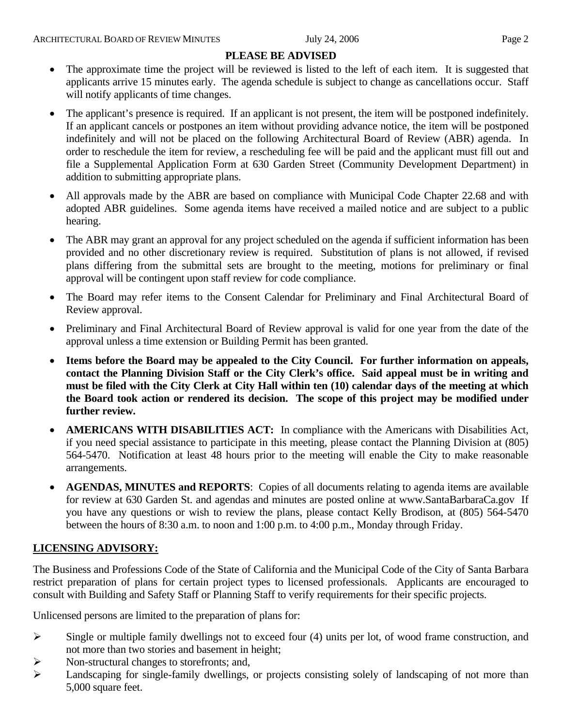**PLEASE BE ADVISED**

- The approximate time the project will be reviewed is listed to the left of each item. It is suggested that applicants arrive 15 minutes early. The agenda schedule is subject to change as cancellations occur. Staff will notify applicants of time changes.
- The applicant's presence is required. If an applicant is not present, the item will be postponed indefinitely. If an applicant cancels or postpones an item without providing advance notice, the item will be postponed indefinitely and will not be placed on the following Architectural Board of Review (ABR) agenda. In order to reschedule the item for review, a rescheduling fee will be paid and the applicant must fill out and file a Supplemental Application Form at 630 Garden Street (Community Development Department) in addition to submitting appropriate plans.
- All approvals made by the ABR are based on compliance with Municipal Code Chapter 22.68 and with adopted ABR guidelines. Some agenda items have received a mailed notice and are subject to a public hearing.
- The ABR may grant an approval for any project scheduled on the agenda if sufficient information has been provided and no other discretionary review is required. Substitution of plans is not allowed, if revised plans differing from the submittal sets are brought to the meeting, motions for preliminary or final approval will be contingent upon staff review for code compliance.
- The Board may refer items to the Consent Calendar for Preliminary and Final Architectural Board of Review approval.
- Preliminary and Final Architectural Board of Review approval is valid for one year from the date of the approval unless a time extension or Building Permit has been granted.
- **Items before the Board may be appealed to the City Council. For further information on appeals, contact the Planning Division Staff or the City Clerk's office. Said appeal must be in writing and must be filed with the City Clerk at City Hall within ten (10) calendar days of the meeting at which the Board took action or rendered its decision. The scope of this project may be modified under further review.**
- **AMERICANS WITH DISABILITIES ACT:** In compliance with the Americans with Disabilities Act, if you need special assistance to participate in this meeting, please contact the Planning Division at (805) 564-5470. Notification at least 48 hours prior to the meeting will enable the City to make reasonable arrangements.
- **AGENDAS, MINUTES and REPORTS**: Copies of all documents relating to agenda items are available for review at 630 Garden St. and agendas and minutes are posted online at www.SantaBarbaraCa.gov If you have any questions or wish to review the plans, please contact Kelly Brodison, at (805) 564-5470 between the hours of 8:30 a.m. to noon and 1:00 p.m. to 4:00 p.m., Monday through Friday.

## LICENSING ADVISORY:

The Business and Professions Code of the State of California and the Municipal Code of the City of Santa Barbara restrict preparation of plans for certain project types to licensed professionals. Applicants are encouraged to consult with Building and Safety Staff or Planning Staff to verify requirements for their specific projects.

Unlicensed persons are limited to the preparation of plans for:

- Single or multiple family dwellings not to exceed four (4) units per lot, of wood frame construction, and not more than two stories and basement in height;
- Non-structural changes to storefronts; and,
- Landscaping for single-family dwellings, or projects consisting solely of landscaping of not more than 5,000 square feet.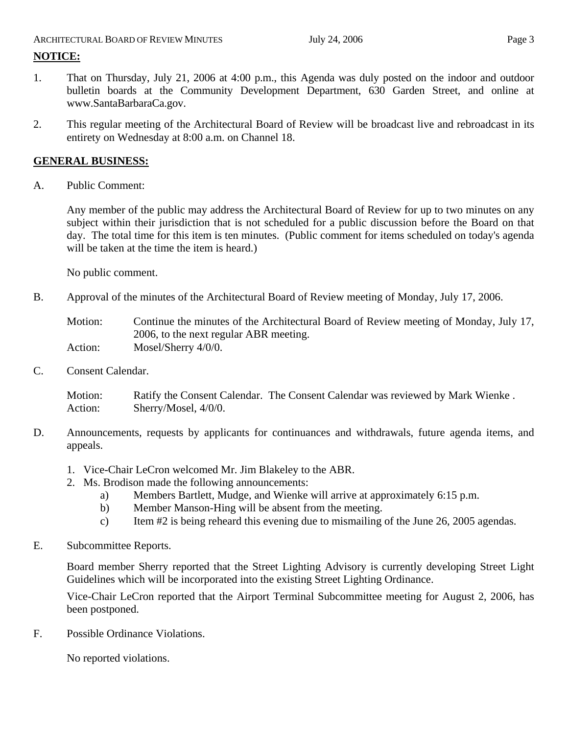**NOTICE:**

1. That on Thursday, July 21, 2006 at 4:00 p.m., this Agenda was duly posted on the indoor and outdoor bulletin boards at the Community Development Department, 630 Garden Street, and online at www.SantaBarbaraCa.gov.

2. This regular meeting of the Architectural Board of Review will be broadcast live and rebroadcast in its entirety on Wednesday at 8:00 a.m. on Channel 18.

**GENERAL BUSINESS:**

A. Public Comment:

   Any member of the public may address the Architectural Board of Review for up to two minutes on any subject within their jurisdiction that is not scheduled for a public discussion before the Board on that day. The total time for this item is ten minutes. (Public comment for items scheduled on today's agenda will be taken at the time the item is heard.)

   No public comment.

B. Approval of the minutes of the Architectural Board of Review meeting of Monday, July 17, 2006.

   Motion: Continue the minutes of the Architectural Board of Review meeting of Monday, July 17, 2006, to the next regular ABR meeting.
   Action: Mosel/Sherry 4/0/0.

C. Consent Calendar.

   Motion: Ratify the Consent Calendar. The Consent Calendar was reviewed by Mark Wienke .
   Action: Sherry/Mosel, 4/0/0.

D. Announcements, requests by applicants for continuances and withdrawals, future agenda items, and appeals.

   1. Vice-Chair LeCron welcomed Mr. Jim Blakeley to the ABR.
   2. Ms. Brodison made the following announcements:
      a) Members Bartlett, Mudge, and Wienke will arrive at approximately 6:15 p.m.
      b) Member Manson-Hing will be absent from the meeting.
      c) Item #2 is being reheard this evening due to mismailing of the June 26, 2005 agendas.

E. Subcommittee Reports.

   Board member Sherry reported that the Street Lighting Advisory is currently developing Street Light Guidelines which will be incorporated into the existing Street Lighting Ordinance.

   Vice-Chair LeCron reported that the Airport Terminal Subcommittee meeting for August 2, 2006, has been postponed.

F. Possible Ordinance Violations.

   No reported violations.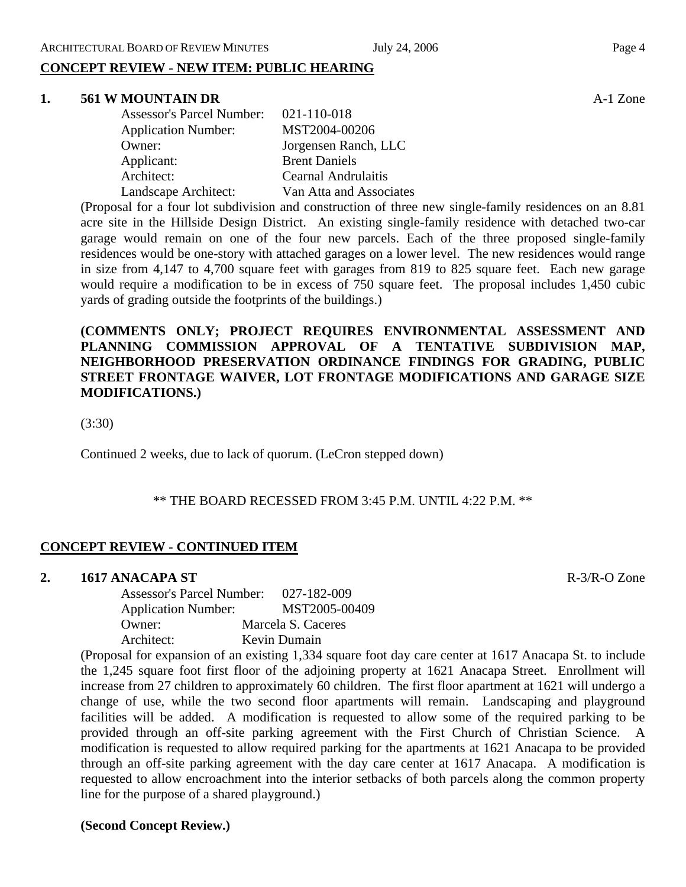## CONCEPT REVIEW - NEW ITEM: PUBLIC HEARING

### 1. 561 W MOUNTAIN DR — A-1 Zone

Assessor's Parcel Number: 021-110-018
Application Number: MST2004-00206
Owner: Jorgensen Ranch, LLC
Applicant: Brent Daniels
Architect: Cearnal Andrulaitis
Landscape Architect: Van Atta and Associates

(Proposal for a four lot subdivision and construction of three new single-family residences on an 8.81 acre site in the Hillside Design District. An existing single-family residence with detached two-car garage would remain on one of the four new parcels. Each of the three proposed single-family residences would be one-story with attached garages on a lower level. The new residences would range in size from 4,147 to 4,700 square feet with garages from 819 to 825 square feet. Each new garage would require a modification to be in excess of 750 square feet. The proposal includes 1,450 cubic yards of grading outside the footprints of the buildings.)

**(COMMENTS ONLY; PROJECT REQUIRES ENVIRONMENTAL ASSESSMENT AND PLANNING COMMISSION APPROVAL OF A TENTATIVE SUBDIVISION MAP, NEIGHBORHOOD PRESERVATION ORDINANCE FINDINGS FOR GRADING, PUBLIC STREET FRONTAGE WAIVER, LOT FRONTAGE MODIFICATIONS AND GARAGE SIZE MODIFICATIONS.)**

(3:30)

Continued 2 weeks, due to lack of quorum. (LeCron stepped down)

** THE BOARD RECESSED FROM 3:45 P.M. UNTIL 4:22 P.M. **

## CONCEPT REVIEW - CONTINUED ITEM

### 2. 1617 ANACAPA ST — R-3/R-O Zone

Assessor's Parcel Number: 027-182-009
Application Number: MST2005-00409
Owner: Marcela S. Caceres
Architect: Kevin Dumain

(Proposal for expansion of an existing 1,334 square foot day care center at 1617 Anacapa St. to include the 1,245 square foot first floor of the adjoining property at 1621 Anacapa Street. Enrollment will increase from 27 children to approximately 60 children. The first floor apartment at 1621 will undergo a change of use, while the two second floor apartments will remain. Landscaping and playground facilities will be added. A modification is requested to allow some of the required parking to be provided through an off-site parking agreement with the First Church of Christian Science. A modification is requested to allow required parking for the apartments at 1621 Anacapa to be provided through an off-site parking agreement with the day care center at 1617 Anacapa. A modification is requested to allow encroachment into the interior setbacks of both parcels along the common property line for the purpose of a shared playground.)

**(Second Concept Review.)**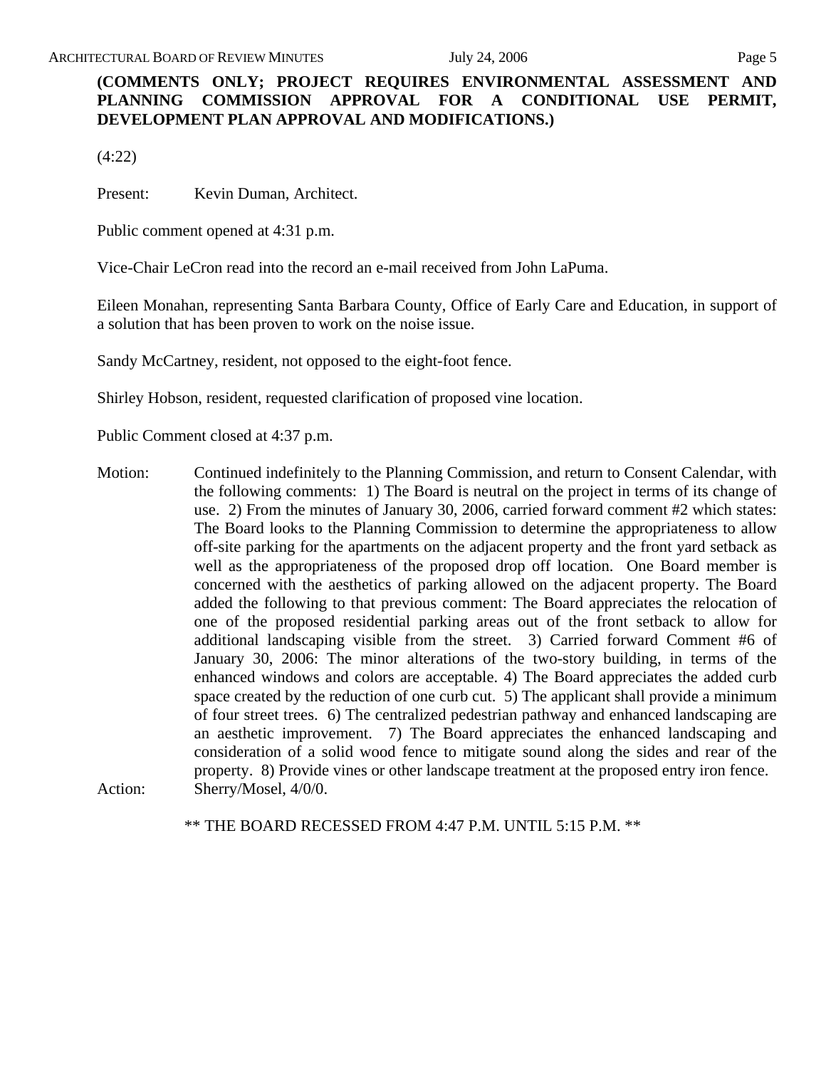**(COMMENTS ONLY; PROJECT REQUIRES ENVIRONMENTAL ASSESSMENT AND PLANNING COMMISSION APPROVAL FOR A CONDITIONAL USE PERMIT, DEVELOPMENT PLAN APPROVAL AND MODIFICATIONS.)**

(4:22)

Present: Kevin Duman, Architect.

Public comment opened at 4:31 p.m.

Vice-Chair LeCron read into the record an e-mail received from John LaPuma.

Eileen Monahan, representing Santa Barbara County, Office of Early Care and Education, in support of a solution that has been proven to work on the noise issue.

Sandy McCartney, resident, not opposed to the eight-foot fence.

Shirley Hobson, resident, requested clarification of proposed vine location.

Public Comment closed at 4:37 p.m.

Motion: Continued indefinitely to the Planning Commission, and return to Consent Calendar, with the following comments: 1) The Board is neutral on the project in terms of its change of use. 2) From the minutes of January 30, 2006, carried forward comment #2 which states: The Board looks to the Planning Commission to determine the appropriateness to allow off-site parking for the apartments on the adjacent property and the front yard setback as well as the appropriateness of the proposed drop off location. One Board member is concerned with the aesthetics of parking allowed on the adjacent property. The Board added the following to that previous comment: The Board appreciates the relocation of one of the proposed residential parking areas out of the front setback to allow for additional landscaping visible from the street. 3) Carried forward Comment #6 of January 30, 2006: The minor alterations of the two-story building, in terms of the enhanced windows and colors are acceptable. 4) The Board appreciates the added curb space created by the reduction of one curb cut. 5) The applicant shall provide a minimum of four street trees. 6) The centralized pedestrian pathway and enhanced landscaping are an aesthetic improvement. 7) The Board appreciates the enhanced landscaping and consideration of a solid wood fence to mitigate sound along the sides and rear of the property. 8) Provide vines or other landscape treatment at the proposed entry iron fence.

Action: Sherry/Mosel, 4/0/0.

** THE BOARD RECESSED FROM 4:47 P.M. UNTIL 5:15 P.M. **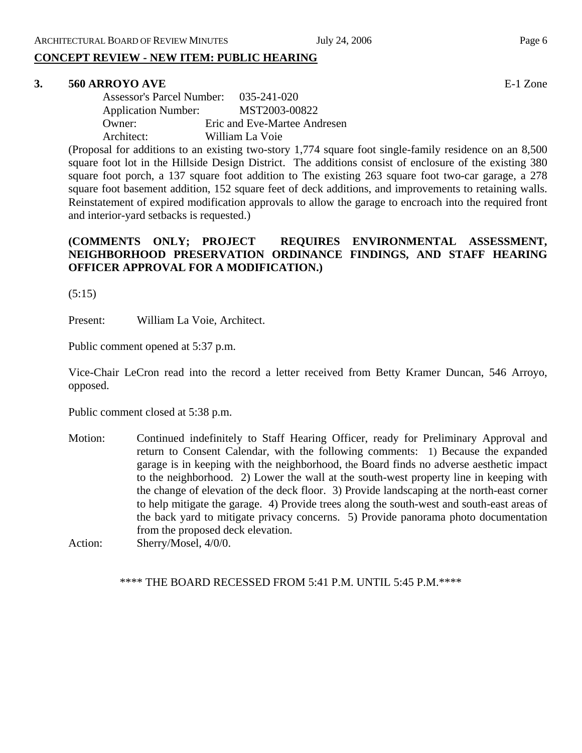## CONCEPT REVIEW - NEW ITEM: PUBLIC HEARING

### 3. 560 ARROYO AVE — E-1 Zone

Assessor's Parcel Number: 035-241-020
Application Number: MST2003-00822
Owner: Eric and Eve-Martee Andresen
Architect: William La Voie

(Proposal for additions to an existing two-story 1,774 square foot single-family residence on an 8,500 square foot lot in the Hillside Design District. The additions consist of enclosure of the existing 380 square foot porch, a 137 square foot addition to The existing 263 square foot two-car garage, a 278 square foot basement addition, 152 square feet of deck additions, and improvements to retaining walls. Reinstatement of expired modification approvals to allow the garage to encroach into the required front and interior-yard setbacks is requested.)

**(COMMENTS ONLY; PROJECT REQUIRES ENVIRONMENTAL ASSESSMENT, NEIGHBORHOOD PRESERVATION ORDINANCE FINDINGS, AND STAFF HEARING OFFICER APPROVAL FOR A MODIFICATION.)**

(5:15)

Present: William La Voie, Architect.

Public comment opened at 5:37 p.m.

Vice-Chair LeCron read into the record a letter received from Betty Kramer Duncan, 546 Arroyo, opposed.

Public comment closed at 5:38 p.m.

Motion: Continued indefinitely to Staff Hearing Officer, ready for Preliminary Approval and return to Consent Calendar, with the following comments: 1) Because the expanded garage is in keeping with the neighborhood, the Board finds no adverse aesthetic impact to the neighborhood. 2) Lower the wall at the south-west property line in keeping with the change of elevation of the deck floor. 3) Provide landscaping at the north-east corner to help mitigate the garage. 4) Provide trees along the south-west and south-east areas of the back yard to mitigate privacy concerns. 5) Provide panorama photo documentation from the proposed deck elevation.

Action: Sherry/Mosel, 4/0/0.

**** THE BOARD RECESSED FROM 5:41 P.M. UNTIL 5:45 P.M.****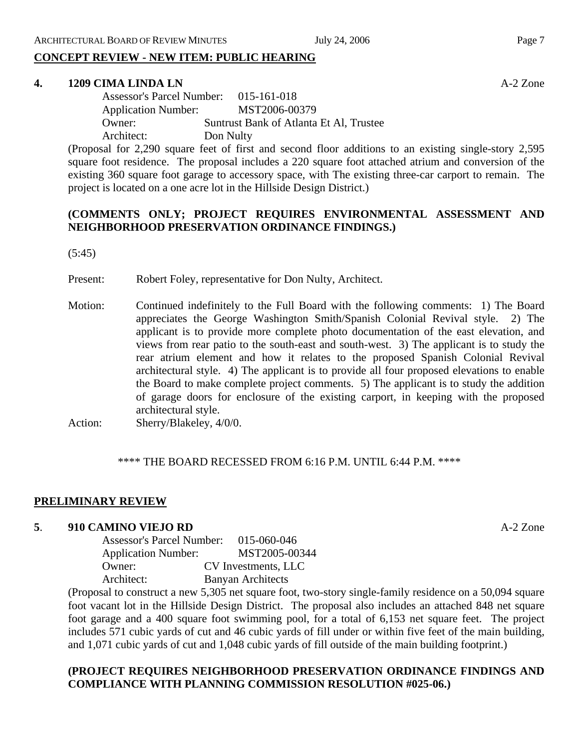## CONCEPT REVIEW - NEW ITEM: PUBLIC HEARING

**4. 1209 CIMA LINDA LN** A-2 Zone

Assessor's Parcel Number: 015-161-018
Application Number: MST2006-00379
Owner: Suntrust Bank of Atlanta Et Al, Trustee
Architect: Don Nulty

(Proposal for 2,290 square feet of first and second floor additions to an existing single-story 2,595 square foot residence. The proposal includes a 220 square foot attached atrium and conversion of the existing 360 square foot garage to accessory space, with The existing three-car carport to remain. The project is located on a one acre lot in the Hillside Design District.)

**(COMMENTS ONLY; PROJECT REQUIRES ENVIRONMENTAL ASSESSMENT AND NEIGHBORHOOD PRESERVATION ORDINANCE FINDINGS.)**

(5:45)

Present: Robert Foley, representative for Don Nulty, Architect.

Motion: Continued indefinitely to the Full Board with the following comments: 1) The Board appreciates the George Washington Smith/Spanish Colonial Revival style. 2) The applicant is to provide more complete photo documentation of the east elevation, and views from rear patio to the south-east and south-west. 3) The applicant is to study the rear atrium element and how it relates to the proposed Spanish Colonial Revival architectural style. 4) The applicant is to provide all four proposed elevations to enable the Board to make complete project comments. 5) The applicant is to study the addition of garage doors for enclosure of the existing carport, in keeping with the proposed architectural style.

Action: Sherry/Blakeley, 4/0/0.

\*\*\*\* THE BOARD RECESSED FROM 6:16 P.M. UNTIL 6:44 P.M. \*\*\*\*

## PRELIMINARY REVIEW

**5. 910 CAMINO VIEJO RD** A-2 Zone

Assessor's Parcel Number: 015-060-046
Application Number: MST2005-00344
Owner: CV Investments, LLC
Architect: Banyan Architects

(Proposal to construct a new 5,305 net square foot, two-story single-family residence on a 50,094 square foot vacant lot in the Hillside Design District. The proposal also includes an attached 848 net square foot garage and a 400 square foot swimming pool, for a total of 6,153 net square feet. The project includes 571 cubic yards of cut and 46 cubic yards of fill under or within five feet of the main building, and 1,071 cubic yards of cut and 1,048 cubic yards of fill outside of the main building footprint.)

**(PROJECT REQUIRES NEIGHBORHOOD PRESERVATION ORDINANCE FINDINGS AND COMPLIANCE WITH PLANNING COMMISSION RESOLUTION #025-06.)**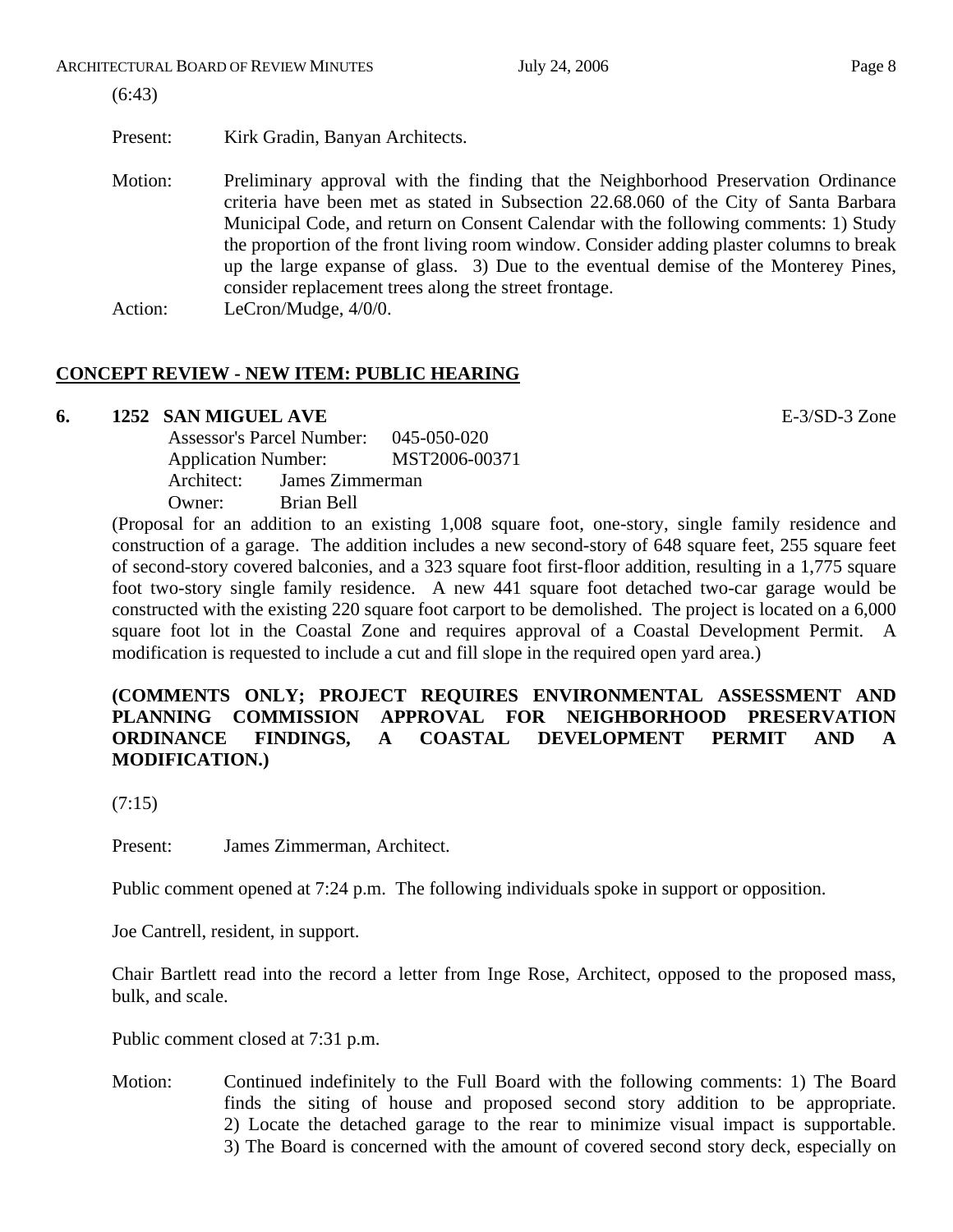(6:43)

Present: Kirk Gradin, Banyan Architects.

Motion: Preliminary approval with the finding that the Neighborhood Preservation Ordinance criteria have been met as stated in Subsection 22.68.060 of the City of Santa Barbara Municipal Code, and return on Consent Calendar with the following comments: 1) Study the proportion of the front living room window. Consider adding plaster columns to break up the large expanse of glass. 3) Due to the eventual demise of the Monterey Pines, consider replacement trees along the street frontage.

Action: LeCron/Mudge, 4/0/0.

## CONCEPT REVIEW - NEW ITEM: PUBLIC HEARING

**6. 1252 SAN MIGUEL AVE** E-3/SD-3 Zone

Assessor's Parcel Number: 045-050-020
Application Number: MST2006-00371
Architect: James Zimmerman
Owner: Brian Bell

(Proposal for an addition to an existing 1,008 square foot, one-story, single family residence and construction of a garage. The addition includes a new second-story of 648 square feet, 255 square feet of second-story covered balconies, and a 323 square foot first-floor addition, resulting in a 1,775 square foot two-story single family residence. A new 441 square foot detached two-car garage would be constructed with the existing 220 square foot carport to be demolished. The project is located on a 6,000 square foot lot in the Coastal Zone and requires approval of a Coastal Development Permit. A modification is requested to include a cut and fill slope in the required open yard area.)

**(COMMENTS ONLY; PROJECT REQUIRES ENVIRONMENTAL ASSESSMENT AND PLANNING COMMISSION APPROVAL FOR NEIGHBORHOOD PRESERVATION ORDINANCE FINDINGS, A COASTAL DEVELOPMENT PERMIT AND A MODIFICATION.)**

(7:15)

Present: James Zimmerman, Architect.

Public comment opened at 7:24 p.m. The following individuals spoke in support or opposition.

Joe Cantrell, resident, in support.

Chair Bartlett read into the record a letter from Inge Rose, Architect, opposed to the proposed mass, bulk, and scale.

Public comment closed at 7:31 p.m.

Motion: Continued indefinitely to the Full Board with the following comments: 1) The Board finds the siting of house and proposed second story addition to be appropriate. 2) Locate the detached garage to the rear to minimize visual impact is supportable. 3) The Board is concerned with the amount of covered second story deck, especially on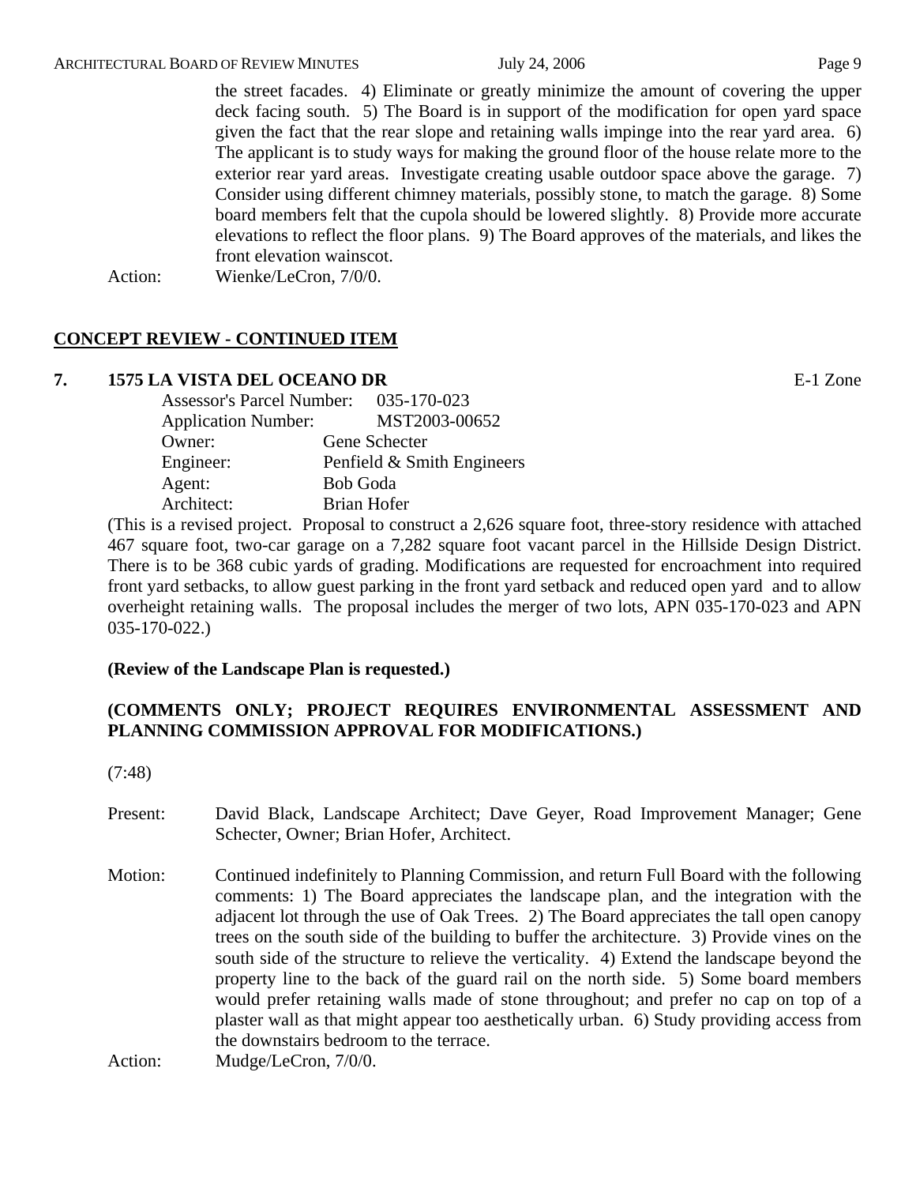the street facades. 4) Eliminate or greatly minimize the amount of covering the upper deck facing south. 5) The Board is in support of the modification for open yard space given the fact that the rear slope and retaining walls impinge into the rear yard area. 6) The applicant is to study ways for making the ground floor of the house relate more to the exterior rear yard areas. Investigate creating usable outdoor space above the garage. 7) Consider using different chimney materials, possibly stone, to match the garage. 8) Some board members felt that the cupola should be lowered slightly. 8) Provide more accurate elevations to reflect the floor plans. 9) The Board approves of the materials, and likes the front elevation wainscot.

Action: Wienke/LeCron, 7/0/0.

## CONCEPT REVIEW - CONTINUED ITEM

### 7. 1575 LA VISTA DEL OCEANO DR — E-1 Zone

Assessor's Parcel Number: 035-170-023
Application Number: MST2003-00652
Owner: Gene Schecter
Engineer: Penfield & Smith Engineers
Agent: Bob Goda
Architect: Brian Hofer

(This is a revised project. Proposal to construct a 2,626 square foot, three-story residence with attached 467 square foot, two-car garage on a 7,282 square foot vacant parcel in the Hillside Design District. There is to be 368 cubic yards of grading. Modifications are requested for encroachment into required front yard setbacks, to allow guest parking in the front yard setback and reduced open yard and to allow overheight retaining walls. The proposal includes the merger of two lots, APN 035-170-023 and APN 035-170-022.)

**(Review of the Landscape Plan is requested.)**

**(COMMENTS ONLY; PROJECT REQUIRES ENVIRONMENTAL ASSESSMENT AND PLANNING COMMISSION APPROVAL FOR MODIFICATIONS.)**

(7:48)

Present: David Black, Landscape Architect; Dave Geyer, Road Improvement Manager; Gene Schecter, Owner; Brian Hofer, Architect.

Motion: Continued indefinitely to Planning Commission, and return Full Board with the following comments: 1) The Board appreciates the landscape plan, and the integration with the adjacent lot through the use of Oak Trees. 2) The Board appreciates the tall open canopy trees on the south side of the building to buffer the architecture. 3) Provide vines on the south side of the structure to relieve the verticality. 4) Extend the landscape beyond the property line to the back of the guard rail on the north side. 5) Some board members would prefer retaining walls made of stone throughout; and prefer no cap on top of a plaster wall as that might appear too aesthetically urban. 6) Study providing access from the downstairs bedroom to the terrace.

Action: Mudge/LeCron, 7/0/0.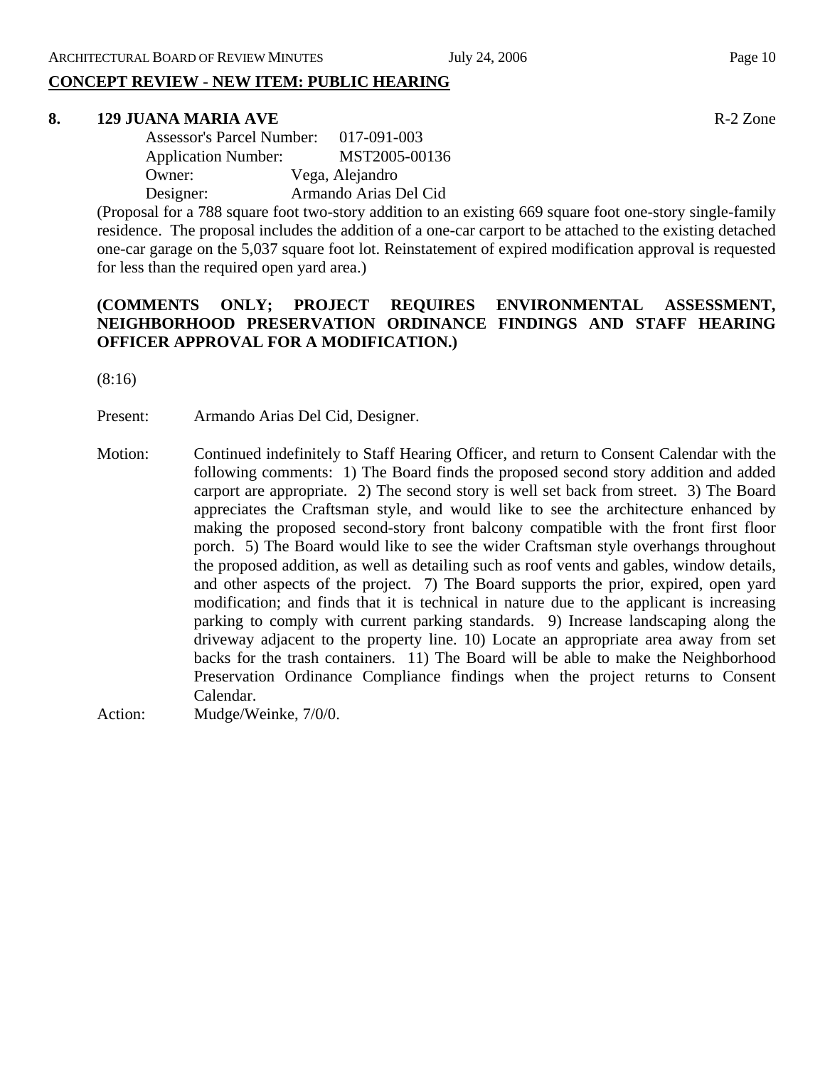## CONCEPT REVIEW - NEW ITEM: PUBLIC HEARING

**8. 129 JUANA MARIA AVE** R-2 Zone

Assessor's Parcel Number: 017-091-003
Application Number: MST2005-00136
Owner: Vega, Alejandro
Designer: Armando Arias Del Cid

(Proposal for a 788 square foot two-story addition to an existing 669 square foot one-story single-family residence. The proposal includes the addition of a one-car carport to be attached to the existing detached one-car garage on the 5,037 square foot lot. Reinstatement of expired modification approval is requested for less than the required open yard area.)

**(COMMENTS ONLY; PROJECT REQUIRES ENVIRONMENTAL ASSESSMENT, NEIGHBORHOOD PRESERVATION ORDINANCE FINDINGS AND STAFF HEARING OFFICER APPROVAL FOR A MODIFICATION.)**

(8:16)

Present: Armando Arias Del Cid, Designer.

Motion: Continued indefinitely to Staff Hearing Officer, and return to Consent Calendar with the following comments: 1) The Board finds the proposed second story addition and added carport are appropriate. 2) The second story is well set back from street. 3) The Board appreciates the Craftsman style, and would like to see the architecture enhanced by making the proposed second-story front balcony compatible with the front first floor porch. 5) The Board would like to see the wider Craftsman style overhangs throughout the proposed addition, as well as detailing such as roof vents and gables, window details, and other aspects of the project. 7) The Board supports the prior, expired, open yard modification; and finds that it is technical in nature due to the applicant is increasing parking to comply with current parking standards. 9) Increase landscaping along the driveway adjacent to the property line. 10) Locate an appropriate area away from set backs for the trash containers. 11) The Board will be able to make the Neighborhood Preservation Ordinance Compliance findings when the project returns to Consent Calendar.

Action: Mudge/Weinke, 7/0/0.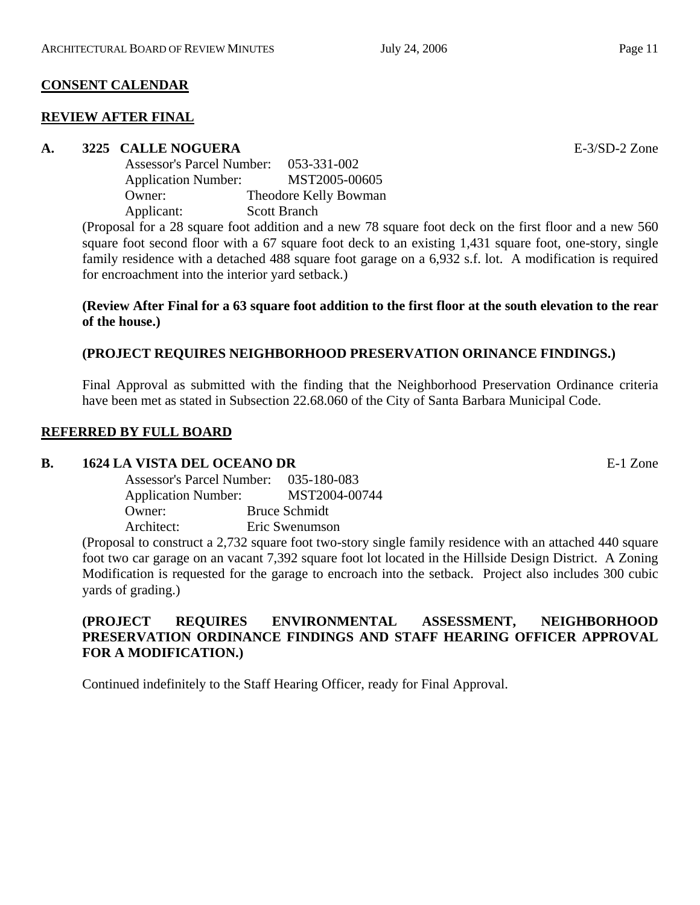## CONSENT CALENDAR

## REVIEW AFTER FINAL

### A. 3225 CALLE NOGUERA — E-3/SD-2 Zone

Assessor's Parcel Number: 053-331-002
Application Number: MST2005-00605
Owner: Theodore Kelly Bowman
Applicant: Scott Branch

(Proposal for a 28 square foot addition and a new 78 square foot deck on the first floor and a new 560 square foot second floor with a 67 square foot deck to an existing 1,431 square foot, one-story, single family residence with a detached 488 square foot garage on a 6,932 s.f. lot. A modification is required for encroachment into the interior yard setback.)

**(Review After Final for a 63 square foot addition to the first floor at the south elevation to the rear of the house.)**

**(PROJECT REQUIRES NEIGHBORHOOD PRESERVATION ORINANCE FINDINGS.)**

Final Approval as submitted with the finding that the Neighborhood Preservation Ordinance criteria have been met as stated in Subsection 22.68.060 of the City of Santa Barbara Municipal Code.

## REFERRED BY FULL BOARD

### B. 1624 LA VISTA DEL OCEANO DR — E-1 Zone

Assessor's Parcel Number: 035-180-083
Application Number: MST2004-00744
Owner: Bruce Schmidt
Architect: Eric Swenumson

(Proposal to construct a 2,732 square foot two-story single family residence with an attached 440 square foot two car garage on an vacant 7,392 square foot lot located in the Hillside Design District. A Zoning Modification is requested for the garage to encroach into the setback. Project also includes 300 cubic yards of grading.)

**(PROJECT REQUIRES ENVIRONMENTAL ASSESSMENT, NEIGHBORHOOD PRESERVATION ORDINANCE FINDINGS AND STAFF HEARING OFFICER APPROVAL FOR A MODIFICATION.)**

Continued indefinitely to the Staff Hearing Officer, ready for Final Approval.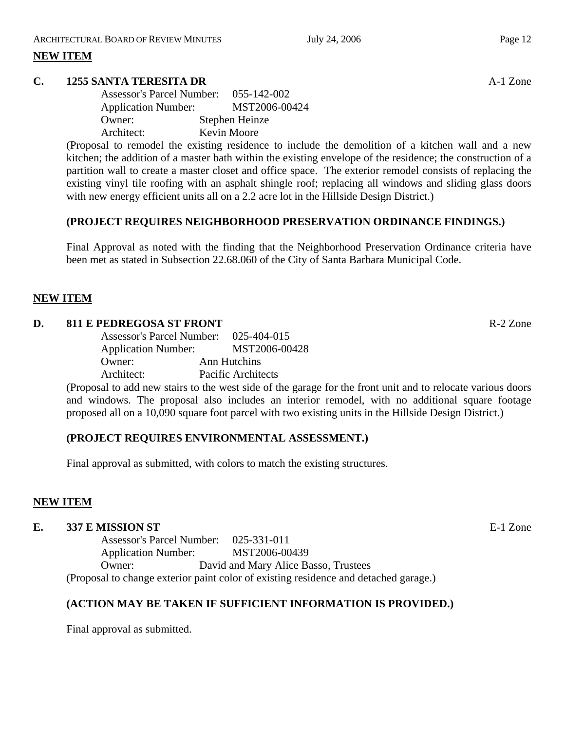**NEW ITEM**

**C. 1255 SANTA TERESITA DR** A-1 Zone

Assessor's Parcel Number: 055-142-002
Application Number: MST2006-00424
Owner: Stephen Heinze
Architect: Kevin Moore

(Proposal to remodel the existing residence to include the demolition of a kitchen wall and a new kitchen; the addition of a master bath within the existing envelope of the residence; the construction of a partition wall to create a master closet and office space. The exterior remodel consists of replacing the existing vinyl tile roofing with an asphalt shingle roof; replacing all windows and sliding glass doors with new energy efficient units all on a 2.2 acre lot in the Hillside Design District.)

**(PROJECT REQUIRES NEIGHBORHOOD PRESERVATION ORDINANCE FINDINGS.)**

Final Approval as noted with the finding that the Neighborhood Preservation Ordinance criteria have been met as stated in Subsection 22.68.060 of the City of Santa Barbara Municipal Code.

**NEW ITEM**

**D. 811 E PEDREGOSA ST FRONT** R-2 Zone

Assessor's Parcel Number: 025-404-015
Application Number: MST2006-00428
Owner: Ann Hutchins
Architect: Pacific Architects

(Proposal to add new stairs to the west side of the garage for the front unit and to relocate various doors and windows. The proposal also includes an interior remodel, with no additional square footage proposed all on a 10,090 square foot parcel with two existing units in the Hillside Design District.)

**(PROJECT REQUIRES ENVIRONMENTAL ASSESSMENT.)**

Final approval as submitted, with colors to match the existing structures.

**NEW ITEM**

**E. 337 E MISSION ST** E-1 Zone

Assessor's Parcel Number: 025-331-011
Application Number: MST2006-00439
Owner: David and Mary Alice Basso, Trustees

(Proposal to change exterior paint color of existing residence and detached garage.)

**(ACTION MAY BE TAKEN IF SUFFICIENT INFORMATION IS PROVIDED.)**

Final approval as submitted.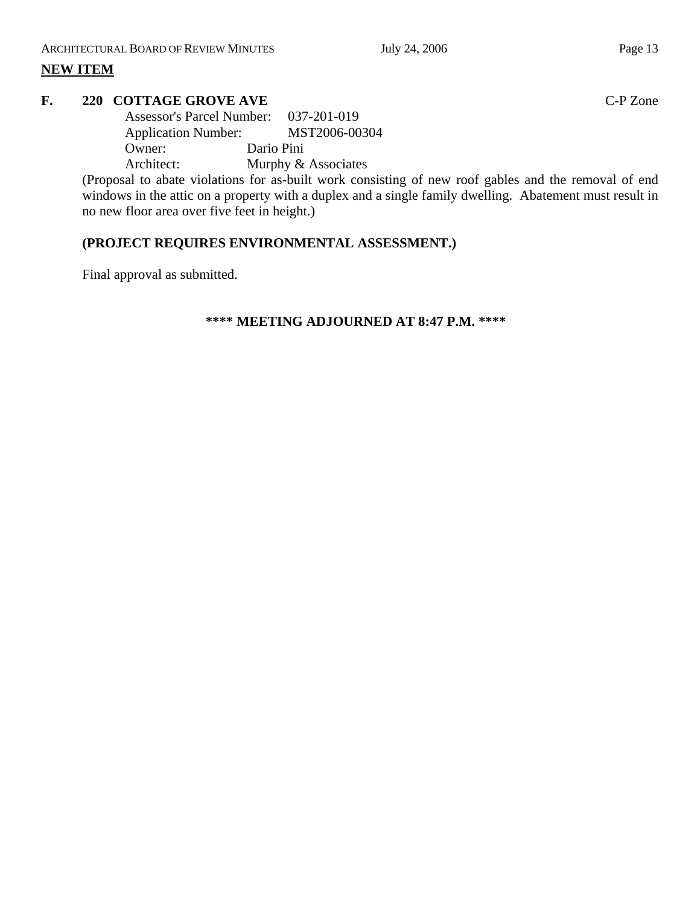**NEW ITEM**

**F. 220 COTTAGE GROVE AVE** C-P Zone

Assessor's Parcel Number: 037-201-019
Application Number: MST2006-00304
Owner: Dario Pini
Architect: Murphy & Associates

(Proposal to abate violations for as-built work consisting of new roof gables and the removal of end windows in the attic on a property with a duplex and a single family dwelling. Abatement must result in no new floor area over five feet in height.)

**(PROJECT REQUIRES ENVIRONMENTAL ASSESSMENT.)**

Final approval as submitted.

**\*\*\*\* MEETING ADJOURNED AT 8:47 P.M. \*\*\*\***